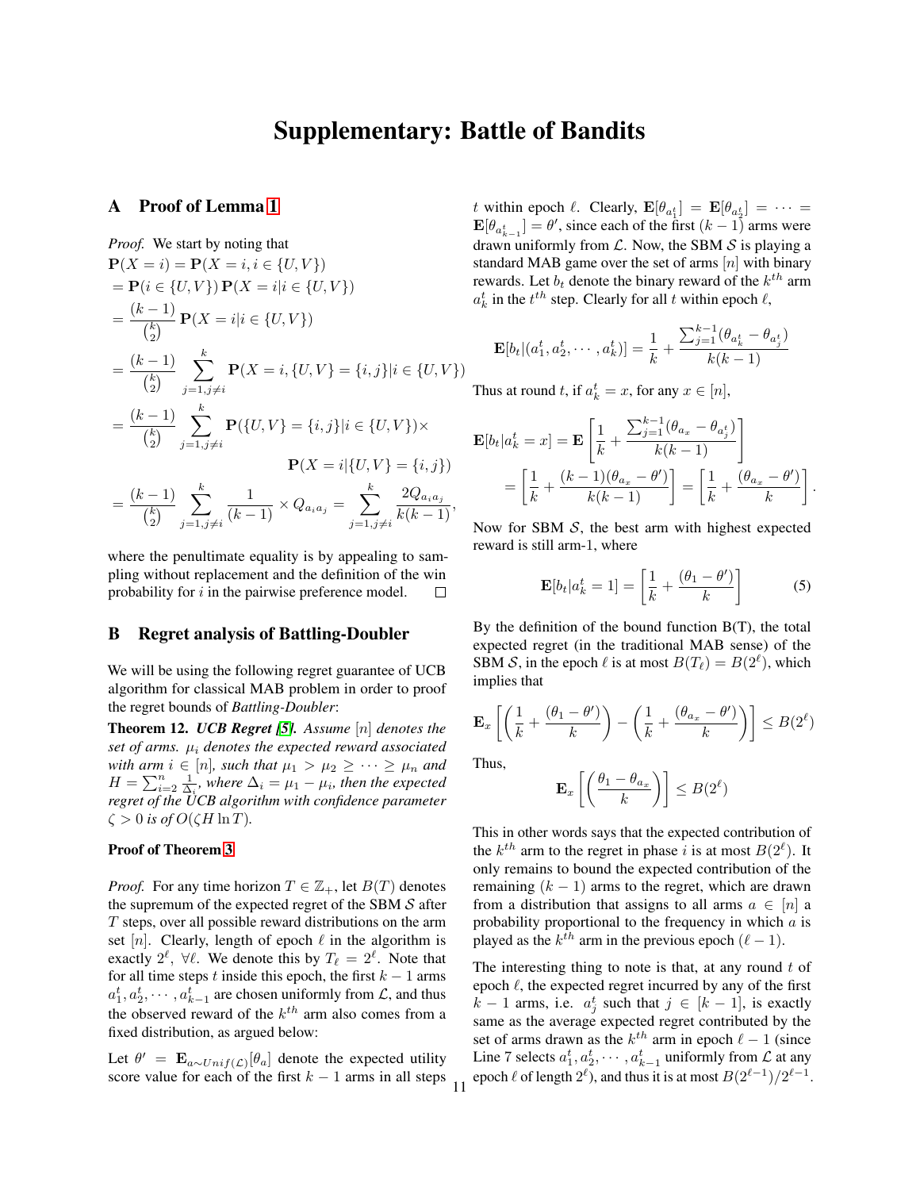# Supplementary: Battle of Bandits

## A Proof of Lemma 1

*Proof.* We start by noting that

$$\mathbf{P}(X = i) = \mathbf{P}(X = i, i \in \{U, V\})$$
$$= \mathbf{P}(i \in \{U, V\})\, \mathbf{P}(X = i | i \in \{U, V\})$$
$$= \frac{(k-1)}{\binom{k}{2}} \mathbf{P}(X = i | i \in \{U, V\})$$
$$= \frac{(k-1)}{\binom{k}{2}} \sum_{j=1, j\neq i}^{k} \mathbf{P}(X = i, \{U, V\} = \{i, j\} | i \in \{U, V\})$$
$$= \frac{(k-1)}{\binom{k}{2}} \sum_{j=1, j\neq i}^{k} \mathbf{P}(\{U, V\} = \{i, j\} | i \in \{U, V\}) \times \mathbf{P}(X = i | \{U, V\} = \{i, j\})$$
$$= \frac{(k-1)}{\binom{k}{2}} \sum_{j=1, j\neq i}^{k} \frac{1}{(k-1)} \times Q_{a_i a_j} = \sum_{j=1, j\neq i}^{k} \frac{2Q_{a_i a_j}}{k(k-1)},$$

where the penultimate equality is by appealing to sampling without replacement and the definition of the win probability for $i$ in the pairwise preference model. □

## B Regret analysis of Battling-Doubler

We will be using the following regret guarantee of UCB algorithm for classical MAB problem in order to proof the regret bounds of *Battling-Doubler*:

**Theorem 12.** *UCB Regret [5]. Assume $[n]$ denotes the set of arms. $\mu_i$ denotes the expected reward associated with arm $i \in [n]$, such that $\mu_1 > \mu_2 \geq \cdots \geq \mu_n$ and $H = \sum_{i=2}^{n} \frac{1}{\Delta_i}$, where $\Delta_i = \mu_1 - \mu_i$, then the expected regret of the UCB algorithm with confidence parameter $\zeta > 0$ is of $O(\zeta H \ln T)$.*

**Proof of Theorem 3**

*Proof.* For any time horizon $T \in \mathbb{Z}_+$, let $B(T)$ denotes the supremum of the expected regret of the SBM $\mathcal{S}$ after $T$ steps, over all possible reward distributions on the arm set $[n]$. Clearly, length of epoch $\ell$ in the algorithm is exactly $2^\ell$, $\forall \ell$. We denote this by $T_\ell = 2^\ell$. Note that for all time steps $t$ inside this epoch, the first $k-1$ arms $a_1^t, a_2^t, \cdots, a_{k-1}^t$ are chosen uniformly from $\mathcal{L}$, and thus the observed reward of the $k^{th}$ arm also comes from a fixed distribution, as argued below:

Let $\theta' = \mathbf{E}_{a\sim Unif(\mathcal{L})}[\theta_a]$ denote the expected utility score value for each of the first $k-1$ arms in all steps $t$ within epoch $\ell$. Clearly, $\mathbf{E}[\theta_{a_1^t}] = \mathbf{E}[\theta_{a_2^t}] = \cdots = \mathbf{E}[\theta_{a_{k-1}^t}] = \theta'$, since each of the first $(k-1)$ arms were drawn uniformly from $\mathcal{L}$. Now, the SBM $\mathcal{S}$ is playing a standard MAB game over the set of arms $[n]$ with binary rewards. Let $b_t$ denote the binary reward of the $k^{th}$ arm $a_k^t$ in the $t^{th}$ step. Clearly for all $t$ within epoch $\ell$,

$$\mathbf{E}[b_t | (a_1^t, a_2^t, \cdots, a_k^t)] = \frac{1}{k} + \frac{\sum_{j=1}^{k-1}(\theta_{a_k^t} - \theta_{a_j^t})}{k(k-1)}$$

Thus at round $t$, if $a_k^t = x$, for any $x \in [n]$,

$$\mathbf{E}[b_t | a_k^t = x] = \mathbf{E}\left[\frac{1}{k} + \frac{\sum_{j=1}^{k-1}(\theta_{a_x} - \theta_{a_j^t})}{k(k-1)}\right]$$
$$= \left[\frac{1}{k} + \frac{(k-1)(\theta_{a_x} - \theta')}{k(k-1)}\right] = \left[\frac{1}{k} + \frac{(\theta_{a_x} - \theta')}{k}\right].$$

Now for SBM $\mathcal{S}$, the best arm with highest expected reward is still arm-1, where

$$\mathbf{E}[b_t | a_k^t = 1] = \left[\frac{1}{k} + \frac{(\theta_1 - \theta')}{k}\right] \tag{5}$$

By the definition of the bound function B(T), the total expected regret (in the traditional MAB sense) of the SBM $\mathcal{S}$, in the epoch $\ell$ is at most $B(T_\ell) = B(2^\ell)$, which implies that

$$\mathbf{E}_x\left[\left(\frac{1}{k} + \frac{(\theta_1 - \theta')}{k}\right) - \left(\frac{1}{k} + \frac{(\theta_{a_x} - \theta')}{k}\right)\right] \leq B(2^\ell)$$

Thus,

$$\mathbf{E}_x\left[\left(\frac{\theta_1 - \theta_{a_x}}{k}\right)\right] \leq B(2^\ell)$$

This in other words says that the expected contribution of the $k^{th}$ arm to the regret in phase $i$ is at most $B(2^\ell)$. It only remains to bound the expected contribution of the remaining $(k-1)$ arms to the regret, which are drawn from a distribution that assigns to all arms $a \in [n]$ a probability proportional to the frequency in which $a$ is played as the $k^{th}$ arm in the previous epoch $(\ell - 1)$.

The interesting thing to note is that, at any round $t$ of epoch $\ell$, the expected regret incurred by any of the first $k-1$ arms, i.e. $a_j^t$ such that $j \in [k-1]$, is exactly same as the average expected regret contributed by the set of arms drawn as the $k^{th}$ arm in epoch $\ell - 1$ (since Line 7 selects $a_1^t, a_2^t, \cdots, a_{k-1}^t$ uniformly from $\mathcal{L}$ at any epoch $\ell$ of length $2^\ell$), and thus it is at most $B(2^{\ell-1})/2^{\ell-1}$.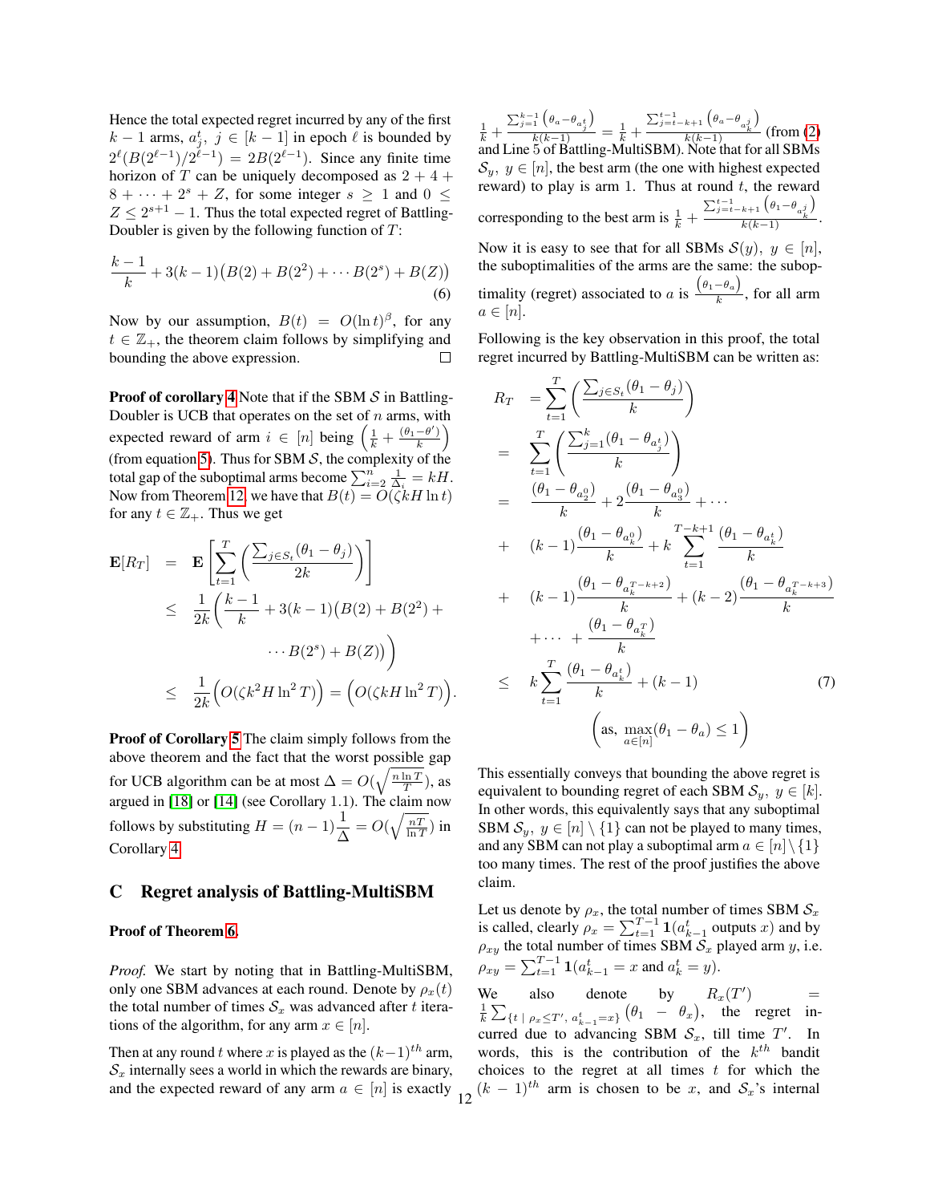Hence the total expected regret incurred by any of the first $k-1$ arms, $a_j^t,\ j \in [k-1]$ in epoch $\ell$ is bounded by $2^\ell(B(2^{\ell-1})/2^{\ell-1}) = 2B(2^{\ell-1})$. Since any finite time horizon of $T$ can be uniquely decomposed as $2 + 4 + 8 + \cdots + 2^s + Z$, for some integer $s \geq 1$ and $0 \leq Z \leq 2^{s+1} - 1$. Thus the total expected regret of Battling-Doubler is given by the following function of $T$:

$$\frac{k-1}{k} + 3(k-1)\big(B(2) + B(2^2) + \cdots B(2^s) + B(Z)\big) \tag{6}$$

Now by our assumption, $B(t) = O(\ln t)^\beta$, for any $t \in \mathbb{Z}_+$, the theorem claim follows by simplifying and bounding the above expression. □

**Proof of corollary 4** Note that if the SBM $\mathcal{S}$ in Battling-Doubler is UCB that operates on the set of $n$ arms, with expected reward of arm $i \in [n]$ being $\left(\frac{1}{k} + \frac{(\theta_1 - \theta')}{k}\right)$ (from equation 5). Thus for SBM $\mathcal{S}$, the complexity of the total gap of the suboptimal arms become $\sum_{i=2}^n \frac{1}{\Delta_i} = kH$. Now from Theorem 12, we have that $B(t) = O(\zeta kH \ln t)$ for any $t \in \mathbb{Z}_+$. Thus we get

$$\begin{aligned}
\mathbf{E}[R_T] &= \mathbf{E}\left[\sum_{t=1}^T \left(\frac{\sum_{j \in S_t}(\theta_1 - \theta_j)}{2k}\right)\right] \\
&\leq \frac{1}{2k}\bigg(\frac{k-1}{k} + 3(k-1)\big(B(2) + B(2^2) + \\
&\qquad \cdots B(2^s) + B(Z)\big)\bigg) \\
&\leq \frac{1}{2k}\Big(O(\zeta k^2 H \ln^2 T)\Big) = \Big(O(\zeta k H \ln^2 T)\Big).
\end{aligned}$$

**Proof of Corollary 5** The claim simply follows from the above theorem and the fact that the worst possible gap for UCB algorithm can be at most $\Delta = O(\sqrt{\frac{n \ln T}{T}})$, as argued in [18] or [14] (see Corollary 1.1). The claim now follows by substituting $H = (n-1)\frac{1}{\Delta} = O(\sqrt{\frac{nT}{\ln T}})$ in Corollary 4.

## C Regret analysis of Battling-MultiSBM

**Proof of Theorem 6.**

*Proof.* We start by noting that in Battling-MultiSBM, only one SBM advances at each round. Denote by $\rho_x(t)$ the total number of times $\mathcal{S}_x$ was advanced after $t$ iterations of the algorithm, for any arm $x \in [n]$.

Then at any round $t$ where $x$ is played as the $(k-1)^{th}$ arm, $\mathcal{S}_x$ internally sees a world in which the rewards are binary, and the expected reward of any arm $a \in [n]$ is exactly $\frac{1}{k} + \frac{\sum_{j=1}^{k-1}\left(\theta_a - \theta_{a_j^t}\right)}{k(k-1)} = \frac{1}{k} + \frac{\sum_{j=t-k+1}^{t-1}\left(\theta_a - \theta_{a_k^j}\right)}{k(k-1)}$ (from (2) and Line 5 of Battling-MultiSBM). Note that for all SBMs $\mathcal{S}_y,\ y \in [n]$, the best arm (the one with highest expected reward) to play is arm 1. Thus at round $t$, the reward corresponding to the best arm is $\frac{1}{k} + \frac{\sum_{j=t-k+1}^{t-1}\left(\theta_1 - \theta_{a_k^j}\right)}{k(k-1)}$.

Now it is easy to see that for all SBMs $\mathcal{S}(y),\ y \in [n]$, the suboptimalities of the arms are the same: the suboptimality (regret) associated to $a$ is $\frac{\left(\theta_1 - \theta_a\right)}{k}$, for all arm $a \in [n]$.

Following is the key observation in this proof, the total regret incurred by Battling-MultiSBM can be written as:

$$\begin{aligned}
R_T &= \sum_{t=1}^T \left(\frac{\sum_{j \in S_t}(\theta_1 - \theta_j)}{k}\right) \\
&= \sum_{t=1}^T \left(\frac{\sum_{j=1}^k (\theta_1 - \theta_{a_j^t})}{k}\right) \\
&= \frac{(\theta_1 - \theta_{a_2^0})}{k} + 2\frac{(\theta_1 - \theta_{a_3^0})}{k} + \cdots \\
&+ (k-1)\frac{(\theta_1 - \theta_{a_k^0})}{k} + k\sum_{t=1}^{T-k+1}\frac{(\theta_1 - \theta_{a_k^t})}{k} \\
&+ (k-1)\frac{(\theta_1 - \theta_{a_k^{T-k+2}})}{k} + (k-2)\frac{(\theta_1 - \theta_{a_k^{T-k+3}})}{k} \\
&+ \cdots + \frac{(\theta_1 - \theta_{a_k^T})}{k} \\
&\leq k\sum_{t=1}^T \frac{(\theta_1 - \theta_{a_k^t})}{k} + (k-1) \qquad\qquad (7) \\
&\qquad \left(\text{as, } \max_{a \in [n]}(\theta_1 - \theta_a) \leq 1\right)
\end{aligned}$$

This essentially conveys that bounding the above regret is equivalent to bounding regret of each SBM $\mathcal{S}_y,\ y \in [k]$. In other words, this equivalently says that any suboptimal SBM $\mathcal{S}_y,\ y \in [n] \setminus \{1\}$ can not be played to many times, and any SBM can not play a suboptimal arm $a \in [n] \setminus \{1\}$ too many times. The rest of the proof justifies the above claim.

Let us denote by $\rho_x$, the total number of times SBM $\mathcal{S}_x$ is called, clearly $\rho_x = \sum_{t=1}^{T-1} \mathbf{1}(a_{k-1}^t \text{ outputs } x)$ and by $\rho_{xy}$ the total number of times SBM $\mathcal{S}_x$ played arm $y$, i.e. $\rho_{xy} = \sum_{t=1}^{T-1} \mathbf{1}(a_{k-1}^t = x \text{ and } a_k^t = y)$.

We also denote by $R_x(T') = \frac{1}{k}\sum_{\{t \mid \rho_x \leq T',\ a_{k-1}^t = x\}} \big(\theta_1 - \theta_x\big)$, the regret incurred due to advancing SBM $\mathcal{S}_x$, till time $T'$. In words, this is the contribution of the $k^{th}$ bandit choices to the regret at all times $t$ for which the $(k-1)^{th}$ arm is chosen to be $x$, and $\mathcal{S}_x$'s internal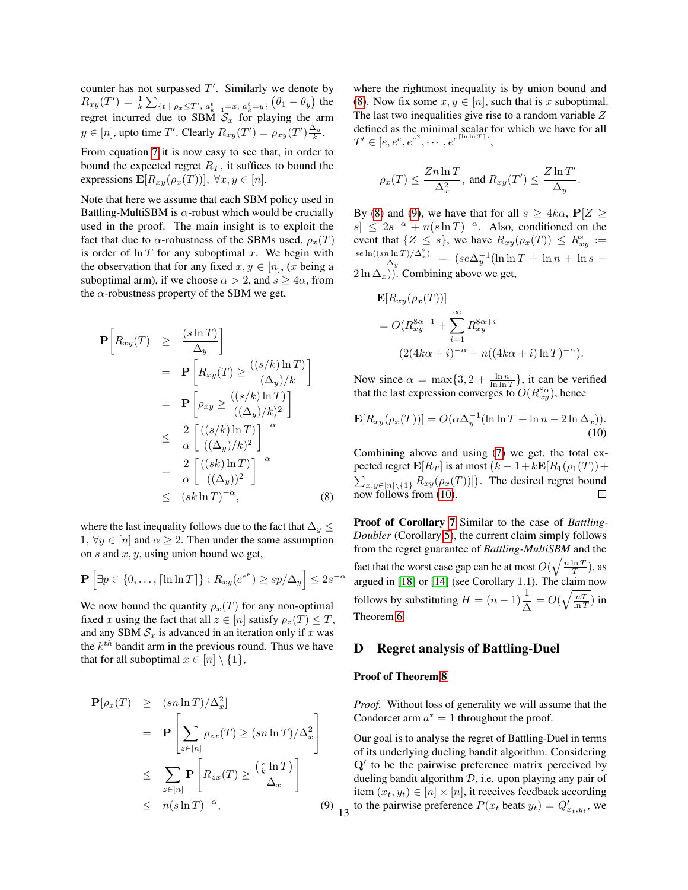counter has not surpassed $T'$. Similarly we denote by $R_{xy}(T') = \frac{1}{k}\sum_{\{t \mid \rho_x \le T',\, a^t_{k-1}=x,\, a^t_k = y\}} (\theta_1 - \theta_y)$ the regret incurred due to SBM $\mathcal{S}_x$ for playing the arm $y \in [n]$, upto time $T'$. Clearly $R_{xy}(T') = \rho_{xy}(T')\frac{\Delta_y}{k}$.

From equation 7 it is now easy to see that, in order to bound the expected regret $R_T$, it suffices to bound the expressions $\mathbf{E}[R_{xy}(\rho_x(T))],\ \forall x, y \in [n]$.

Note that here we assume that each SBM policy used in Battling-MultiSBM is $\alpha$-robust which would be crucially used in the proof. The main insight is to exploit the fact that due to $\alpha$-robustness of the SBMs used, $\rho_x(T)$ is order of $\ln T$ for any suboptimal $x$. We begin with the observation that for any fixed $x, y \in [n]$, ($x$ being a suboptimal arm), if we choose $\alpha > 2$, and $s \ge 4\alpha$, from the $\alpha$-robustness property of the SBM we get,

$$
\begin{aligned}
\mathbf{P}\left[R_{xy}(T) \ \ge\ \frac{(s \ln T)}{\Delta_y}\right]
&= \mathbf{P}\left[R_{xy}(T) \ge \frac{((s/k)\ln T)}{(\Delta_y)/k}\right] \\
&= \mathbf{P}\left[\rho_{xy} \ge \frac{((s/k)\ln T)}{((\Delta_y)/k)^2}\right] \\
&\le \frac{2}{\alpha}\left[\frac{((s/k)\ln T)}{((\Delta_y)/k)^2}\right]^{-\alpha} \\
&= \frac{2}{\alpha}\left[\frac{((sk)\ln T)}{((\Delta_y))^2}\right]^{-\alpha} \\
&\le (sk \ln T)^{-\alpha},
\end{aligned} \tag{8}
$$

where the last inequality follows due to the fact that $\Delta_y \le 1,\ \forall y \in [n]$ and $\alpha \ge 2$. Then under the same assumption on $s$ and $x, y$, using union bound we get,

$$
\mathbf{P}\left[\exists p \in \{0, \ldots, \lceil \ln\ln T \rceil\} : R_{xy}(e^{e^p}) \ge sp/\Delta_y\right] \le 2s^{-\alpha}
$$

We now bound the quantity $\rho_x(T)$ for any non-optimal fixed $x$ using the fact that all $z \in [n]$ satisfy $\rho_z(T) \le T$, and any SBM $\mathcal{S}_x$ is advanced in an iteration only if $x$ was the $k^{th}$ bandit arm in the previous round. Thus we have that for all suboptimal $x \in [n] \setminus \{1\}$,

$$
\begin{aligned}
\mathbf{P}[\rho_x(T) \ &\ge\ (sn \ln T)/\Delta_x^2] \\
&= \mathbf{P}\left[\sum_{z \in [n]} \rho_{zx}(T) \ge (sn \ln T)/\Delta_x^2\right] \\
&\le \sum_{z \in [n]} \mathbf{P}\left[R_{zx}(T) \ge \frac{(\frac{s}{k}\ln T)}{\Delta_x}\right] \\
&\le n(s \ln T)^{-\alpha},
\end{aligned} \tag{9}
$$

where the rightmost inequality is by union bound and (8). Now fix some $x, y \in [n]$, such that is $x$ suboptimal. The last two inequalities give rise to a random variable $Z$ defined as the minimal scalar for which we have for all $T' \in [e, e^e, e^{e^2}, \cdots, e^{e^{\lceil \ln\ln T \rceil}}]$,

$$
\rho_x(T) \le \frac{Zn \ln T}{\Delta_x^2}, \text{ and } R_{xy}(T') \le \frac{Z \ln T'}{\Delta_y}.
$$

By (8) and (9), we have that for all $s \ge 4k\alpha$, $\mathbf{P}[Z \ge s] \le 2s^{-\alpha} + n(s \ln T)^{-\alpha}$. Also, conditioned on the event that $\{Z \le s\}$, we have $R_{xy}(\rho_x(T)) \le R^s_{xy} := \frac{se\ln((sn\ln T)/\Delta_x^2)}{\Delta_y} = (se\Delta_y^{-1}(\ln\ln T + \ln n + \ln s - 2\ln \Delta_x))$. Combining above we get,

$$
\begin{aligned}
&\mathbf{E}[R_{xy}(\rho_x(T))] \\
&= O(R_{xy}^{8\alpha - 1} + \sum_{i=1}^{\infty} R_{xy}^{8\alpha + i} \\
&\qquad (2(4k\alpha + i)^{-\alpha} + n((4k\alpha + i)\ln T)^{-\alpha}).
\end{aligned}
$$

Now since $\alpha = \max\{3, 2 + \frac{\ln n}{\ln\ln T}\}$, it can be verified that the last expression converges to $O(R_{xy}^{8\alpha})$, hence

$$
\mathbf{E}[R_{xy}(\rho_x(T))] = O(\alpha\Delta_y^{-1}(\ln\ln T + \ln n - 2\ln \Delta_x)). \tag{10}
$$

Combining above and using (7) we get, the total expected regret $\mathbf{E}[R_T]$ is at most $\big(k - 1 + k\mathbf{E}[R_1(\rho_1(T)) + \sum_{x,y \in [n]\setminus\{1\}} R_{xy}(\rho_x(T))]\big)$. The desired regret bound now follows from (10). $\square$

**Proof of Corollary 7** Similar to the case of *Battling-Doubler* (Corollary 5), the current claim simply follows from the regret guarantee of *Battling-MultiSBM* and the fact that the worst case gap can be at most $O(\sqrt{\frac{n \ln T}{T}})$, as argued in [18] or [14] (see Corollary 1.1). The claim now follows by substituting $H = (n-1)\frac{1}{\Delta} = O(\sqrt{\frac{nT}{\ln T}})$ in Theorem 6.

## D Regret analysis of Battling-Duel

**Proof of Theorem 8**

*Proof.* Without loss of generality we will assume that the Condorcet arm $a^* = 1$ throughout the proof.

Our goal is to analyse the regret of Battling-Duel in terms of its underlying dueling bandit algorithm. Considering $\mathbf{Q}'$ to be the pairwise preference matrix perceived by dueling bandit algorithm $\mathcal{D}$, i.e. upon playing any pair of item $(x_t, y_t) \in [n] \times [n]$, it receives feedback according to the pairwise preference $P(x_t \text{ beats } y_t) = Q'_{x_t, y_t}$, we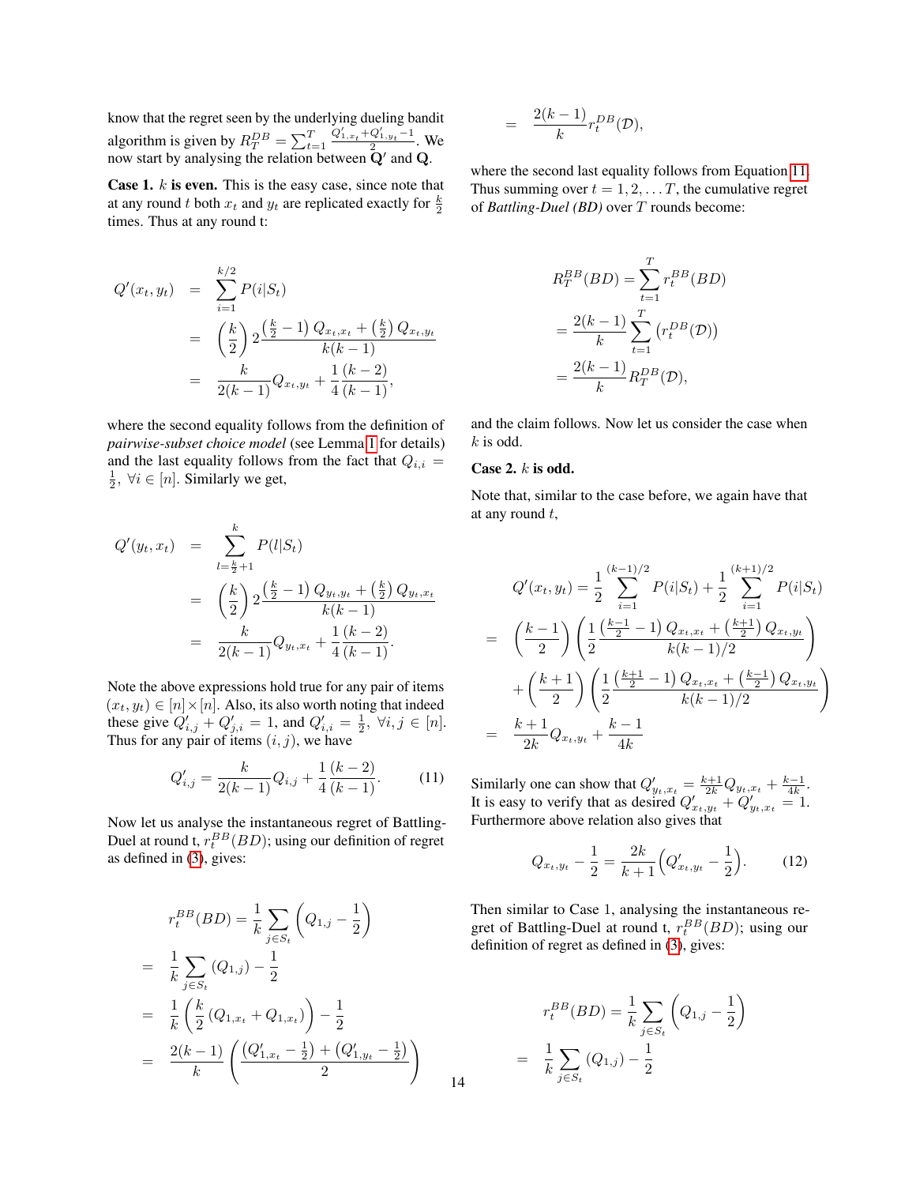know that the regret seen by the underlying dueling bandit algorithm is given by $R_T^{DB} = \sum_{t=1}^{T} \frac{Q'_{1,x_t} + Q'_{1,y_t} - 1}{2}$. We now start by analysing the relation between $\mathbf{Q}'$ and $\mathbf{Q}$.

**Case 1.** $k$ **is even.** This is the easy case, since note that at any round $t$ both $x_t$ and $y_t$ are replicated exactly for $\frac{k}{2}$ times. Thus at any round t:

$$
\begin{aligned}
Q'(x_t, y_t) &= \sum_{i=1}^{k/2} P(i|S_t) \\
&= \left(\frac{k}{2}\right) 2 \frac{\left(\frac{k}{2} - 1\right) Q_{x_t,x_t} + \left(\frac{k}{2}\right) Q_{x_t,y_t}}{k(k-1)} \\
&= \frac{k}{2(k-1)} Q_{x_t,y_t} + \frac{1}{4}\frac{(k-2)}{(k-1)},
\end{aligned}
$$

where the second equality follows from the definition of *pairwise-subset choice model* (see Lemma 1 for details) and the last equality follows from the fact that $Q_{i,i} = \frac{1}{2},\ \forall i \in [n]$. Similarly we get,

$$
\begin{aligned}
Q'(y_t, x_t) &= \sum_{l=\frac{k}{2}+1}^{k} P(l|S_t) \\
&= \left(\frac{k}{2}\right) 2 \frac{\left(\frac{k}{2} - 1\right) Q_{y_t,y_t} + \left(\frac{k}{2}\right) Q_{y_t,x_t}}{k(k-1)} \\
&= \frac{k}{2(k-1)} Q_{y_t,x_t} + \frac{1}{4}\frac{(k-2)}{(k-1)}.
\end{aligned}
$$

Note the above expressions hold true for any pair of items $(x_t, y_t) \in [n] \times [n]$. Also, its also worth noting that indeed these give $Q'_{i,j} + Q'_{j,i} = 1$, and $Q'_{i,i} = \frac{1}{2},\ \forall i, j \in [n]$. Thus for any pair of items $(i, j)$, we have

$$
Q'_{i,j} = \frac{k}{2(k-1)} Q_{i,j} + \frac{1}{4}\frac{(k-2)}{(k-1)}. \tag{11}
$$

Now let us analyse the instantaneous regret of Battling-Duel at round t, $r_t^{BB}(BD)$; using our definition of regret as defined in (3), gives:

$$
\begin{aligned}
r_t^{BB}(BD) &= \frac{1}{k}\sum_{j \in S_t}\left(Q_{1,j} - \frac{1}{2}\right) \\
&= \frac{1}{k}\sum_{j \in S_t}(Q_{1,j}) - \frac{1}{2} \\
&= \frac{1}{k}\left(\frac{k}{2}(Q_{1,x_t} + Q_{1,x_t})\right) - \frac{1}{2} \\
&= \frac{2(k-1)}{k}\left(\frac{(Q'_{1,x_t} - \frac{1}{2}) + (Q'_{1,y_t} - \frac{1}{2})}{2}\right) \\
&= \frac{2(k-1)}{k} r_t^{DB}(\mathcal{D}),
\end{aligned}
$$

where the second last equality follows from Equation 11. Thus summing over $t = 1, 2, \ldots T$, the cumulative regret of *Battling-Duel (BD)* over $T$ rounds become:

$$
\begin{aligned}
R_T^{BB}(BD) &= \sum_{t=1}^{T} r_t^{BB}(BD) \\
&= \frac{2(k-1)}{k}\sum_{t=1}^{T}\left(r_t^{DB}(\mathcal{D})\right) \\
&= \frac{2(k-1)}{k} R_T^{DB}(\mathcal{D}),
\end{aligned}
$$

and the claim follows. Now let us consider the case when $k$ is odd.

**Case 2.** $k$ **is odd.**

Note that, similar to the case before, we again have that at any round $t$,

$$
\begin{aligned}
Q'(x_t, y_t) &= \frac{1}{2}\sum_{i=1}^{(k-1)/2} P(i|S_t) + \frac{1}{2}\sum_{i=1}^{(k+1)/2} P(i|S_t) \\
&= \left(\frac{k-1}{2}\right)\left(\frac{1}{2}\frac{\left(\frac{k-1}{2} - 1\right) Q_{x_t,x_t} + \left(\frac{k+1}{2}\right) Q_{x_t,y_t}}{k(k-1)/2}\right) \\
&\quad + \left(\frac{k+1}{2}\right)\left(\frac{1}{2}\frac{\left(\frac{k+1}{2} - 1\right) Q_{x_t,x_t} + \left(\frac{k-1}{2}\right) Q_{x_t,y_t}}{k(k-1)/2}\right) \\
&= \frac{k+1}{2k} Q_{x_t,y_t} + \frac{k-1}{4k}
\end{aligned}
$$

Similarly one can show that $Q'_{y_t,x_t} = \frac{k+1}{2k} Q_{y_t,x_t} + \frac{k-1}{4k}$. It is easy to verify that as desired $Q'_{x_t,y_t} + Q'_{y_t,x_t} = 1$. Furthermore above relation also gives that

$$
Q_{x_t,y_t} - \frac{1}{2} = \frac{2k}{k+1}\left(Q'_{x_t,y_t} - \frac{1}{2}\right). \tag{12}
$$

Then similar to Case 1, analysing the instantaneous regret of Battling-Duel at round t, $r_t^{BB}(BD)$; using our definition of regret as defined in (3), gives:

$$
\begin{aligned}
r_t^{BB}(BD) &= \frac{1}{k}\sum_{j \in S_t}\left(Q_{1,j} - \frac{1}{2}\right) \\
&= \frac{1}{k}\sum_{j \in S_t}(Q_{1,j}) - \frac{1}{2}
\end{aligned}
$$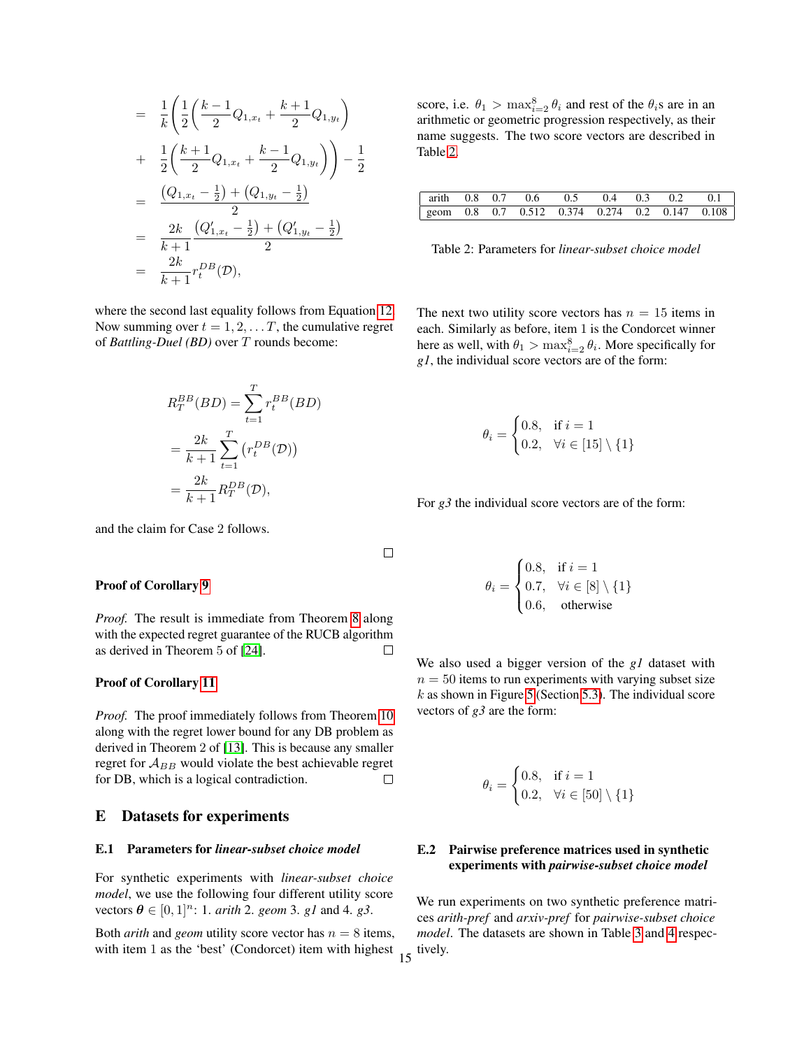$$
\begin{aligned}
&= \frac{1}{k}\Bigg(\frac{1}{2}\Big(\frac{k-1}{2}Q_{1,x_t} + \frac{k+1}{2}Q_{1,y_t}\Big) \\
&+ \frac{1}{2}\Big(\frac{k+1}{2}Q_{1,x_t} + \frac{k-1}{2}Q_{1,y_t}\Big)\Bigg) - \frac{1}{2} \\
&= \frac{(Q_{1,x_t} - \frac{1}{2}) + (Q_{1,y_t} - \frac{1}{2})}{2} \\
&= \frac{2k}{k+1}\frac{(Q'_{1,x_t} - \frac{1}{2}) + (Q'_{1,y_t} - \frac{1}{2})}{2} \\
&= \frac{2k}{k+1} r_t^{DB}(\mathcal{D}),
\end{aligned}
$$

where the second last equality follows from Equation 12. Now summing over $t = 1, 2, \ldots T$, the cumulative regret of *Battling-Duel (BD)* over $T$ rounds become:

$$
\begin{aligned}
R_T^{BB}(BD) &= \sum_{t=1}^{T} r_t^{BB}(BD) \\
&= \frac{2k}{k+1}\sum_{t=1}^{T}\left(r_t^{DB}(\mathcal{D})\right) \\
&= \frac{2k}{k+1} R_T^{DB}(\mathcal{D}),
\end{aligned}
$$

and the claim for Case 2 follows. □

**Proof of Corollary 9**

*Proof.* The result is immediate from Theorem 8 along with the expected regret guarantee of the RUCB algorithm as derived in Theorem 5 of [24]. □

**Proof of Corollary 11**

*Proof.* The proof immediately follows from Theorem 10 along with the regret lower bound for any DB problem as derived in Theorem 2 of [13]. This is because any smaller regret for $\mathcal{A}_{BB}$ would violate the best achievable regret for DB, which is a logical contradiction. □

## E Datasets for experiments

### E.1 Parameters for *linear-subset choice model*

For synthetic experiments with *linear-subset choice model*, we use the following four different utility score vectors $\boldsymbol{\theta} \in [0, 1]^n$: 1. *arith* 2. *geom* 3. *g1* and 4. *g3*.

Both *arith* and *geom* utility score vector has $n = 8$ items, with item 1 as the 'best' (Condorcet) item with highest score, i.e. $\theta_1 > \max_{i=2}^{8} \theta_i$ and rest of the $\theta_i$s are in an arithmetic or geometric progression respectively, as their name suggests. The two score vectors are described in Table 2.

| arith | 0.8 | 0.7 | 0.6 | 0.5 | 0.4 | 0.3 | 0.2 | 0.1 |
|---|---|---|---|---|---|---|---|---|
| geom | 0.8 | 0.7 | 0.512 | 0.374 | 0.274 | 0.2 | 0.147 | 0.108 |

Table 2: Parameters for *linear-subset choice model*

The next two utility score vectors has $n = 15$ items in each. Similarly as before, item 1 is the Condorcet winner here as well, with $\theta_1 > \max_{i=2}^{8} \theta_i$. More specifically for *g1*, the individual score vectors are of the form:

$$
\theta_i = \begin{cases} 0.8, & \text{if } i = 1 \\ 0.2, & \forall i \in [15] \setminus \{1\} \end{cases}
$$

For *g3* the individual score vectors are of the form:

$$
\theta_i = \begin{cases} 0.8, & \text{if } i = 1 \\ 0.7, & \forall i \in [8] \setminus \{1\} \\ 0.6, & \text{otherwise} \end{cases}
$$

We also used a bigger version of the *g1* dataset with $n = 50$ items to run experiments with varying subset size $k$ as shown in Figure 5 (Section 5.3). The individual score vectors of *g3* are the form:

$$
\theta_i = \begin{cases} 0.8, & \text{if } i = 1 \\ 0.2, & \forall i \in [50] \setminus \{1\} \end{cases}
$$

### E.2 Pairwise preference matrices used in synthetic experiments with *pairwise-subset choice model*

We run experiments on two synthetic preference matrices *arith-pref* and *arxiv-pref* for *pairwise-subset choice model*. The datasets are shown in Table 3 and 4 respectively.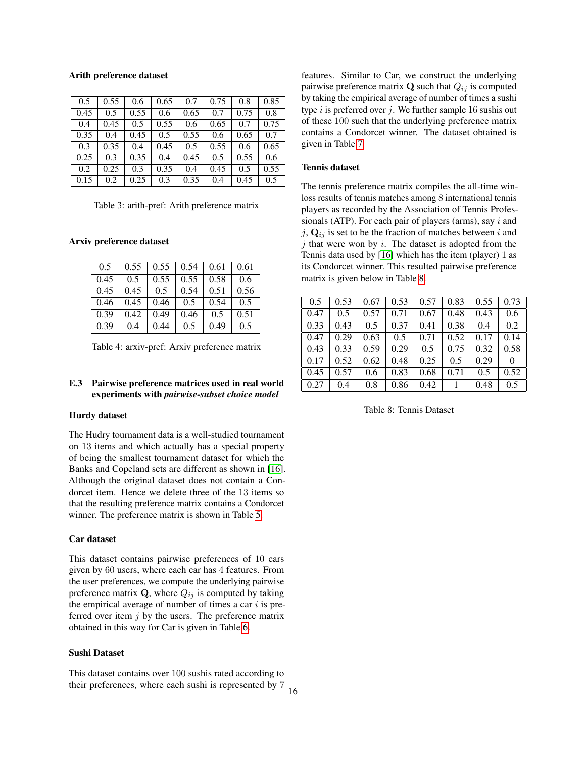**Arith preference dataset**

| | | | | | | | |
|---|---|---|---|---|---|---|---|
| 0.5 | 0.55 | 0.6 | 0.65 | 0.7 | 0.75 | 0.8 | 0.85 |
| 0.45 | 0.5 | 0.55 | 0.6 | 0.65 | 0.7 | 0.75 | 0.8 |
| 0.4 | 0.45 | 0.5 | 0.55 | 0.6 | 0.65 | 0.7 | 0.75 |
| 0.35 | 0.4 | 0.45 | 0.5 | 0.55 | 0.6 | 0.65 | 0.7 |
| 0.3 | 0.35 | 0.4 | 0.45 | 0.5 | 0.55 | 0.6 | 0.65 |
| 0.25 | 0.3 | 0.35 | 0.4 | 0.45 | 0.5 | 0.55 | 0.6 |
| 0.2 | 0.25 | 0.3 | 0.35 | 0.4 | 0.45 | 0.5 | 0.55 |
| 0.15 | 0.2 | 0.25 | 0.3 | 0.35 | 0.4 | 0.45 | 0.5 |

Table 3: arith-pref: Arith preference matrix

**Arxiv preference dataset**

| | | | | | |
|---|---|---|---|---|---|
| 0.5 | 0.55 | 0.55 | 0.54 | 0.61 | 0.61 |
| 0.45 | 0.5 | 0.55 | 0.55 | 0.58 | 0.6 |
| 0.45 | 0.45 | 0.5 | 0.54 | 0.51 | 0.56 |
| 0.46 | 0.45 | 0.46 | 0.5 | 0.54 | 0.5 |
| 0.39 | 0.42 | 0.49 | 0.46 | 0.5 | 0.51 |
| 0.39 | 0.4 | 0.44 | 0.5 | 0.49 | 0.5 |

Table 4: arxiv-pref: Arxiv preference matrix

### E.3 Pairwise preference matrices used in real world experiments with *pairwise-subset choice model*

**Hurdy dataset**

The Hudry tournament data is a well-studied tournament on 13 items and which actually has a special property of being the smallest tournament dataset for which the Banks and Copeland sets are different as shown in [16]. Although the original dataset does not contain a Condorcet item. Hence we delete three of the 13 items so that the resulting preference matrix contains a Condorcet winner. The preference matrix is shown in Table 5.

**Car dataset**

This dataset contains pairwise preferences of 10 cars given by 60 users, where each car has 4 features. From the user preferences, we compute the underlying pairwise preference matrix $\mathbf{Q}$, where $Q_{ij}$ is computed by taking the empirical average of number of times a car $i$ is preferred over item $j$ by the users. The preference matrix obtained in this way for Car is given in Table 6.

**Sushi Dataset**

This dataset contains over 100 sushis rated according to their preferences, where each sushi is represented by 7 features. Similar to Car, we construct the underlying pairwise preference matrix $\mathbf{Q}$ such that $Q_{ij}$ is computed by taking the empirical average of number of times a sushi type $i$ is preferred over $j$. We further sample 16 sushis out of these 100 such that the underlying preference matrix contains a Condorcet winner. The dataset obtained is given in Table 7.

**Tennis dataset**

The tennis preference matrix compiles the all-time win-loss results of tennis matches among 8 international tennis players as recorded by the Association of Tennis Professionals (ATP). For each pair of players (arms), say $i$ and $j$, $\mathbf{Q}_{ij}$ is set to be the fraction of matches between $i$ and $j$ that were won by $i$. The dataset is adopted from the Tennis data used by [16] which has the item (player) 1 as its Condorcet winner. This resulted pairwise preference matrix is given below in Table 8.

| | | | | | | | |
|---|---|---|---|---|---|---|---|
| 0.5 | 0.53 | 0.67 | 0.53 | 0.57 | 0.83 | 0.55 | 0.73 |
| 0.47 | 0.5 | 0.57 | 0.71 | 0.67 | 0.48 | 0.43 | 0.6 |
| 0.33 | 0.43 | 0.5 | 0.37 | 0.41 | 0.38 | 0.4 | 0.2 |
| 0.47 | 0.29 | 0.63 | 0.5 | 0.71 | 0.52 | 0.17 | 0.14 |
| 0.43 | 0.33 | 0.59 | 0.29 | 0.5 | 0.75 | 0.32 | 0.58 |
| 0.17 | 0.52 | 0.62 | 0.48 | 0.25 | 0.5 | 0.29 | 0 |
| 0.45 | 0.57 | 0.6 | 0.83 | 0.68 | 0.71 | 0.5 | 0.52 |
| 0.27 | 0.4 | 0.8 | 0.86 | 0.42 | 1 | 0.48 | 0.5 |

Table 8: Tennis Dataset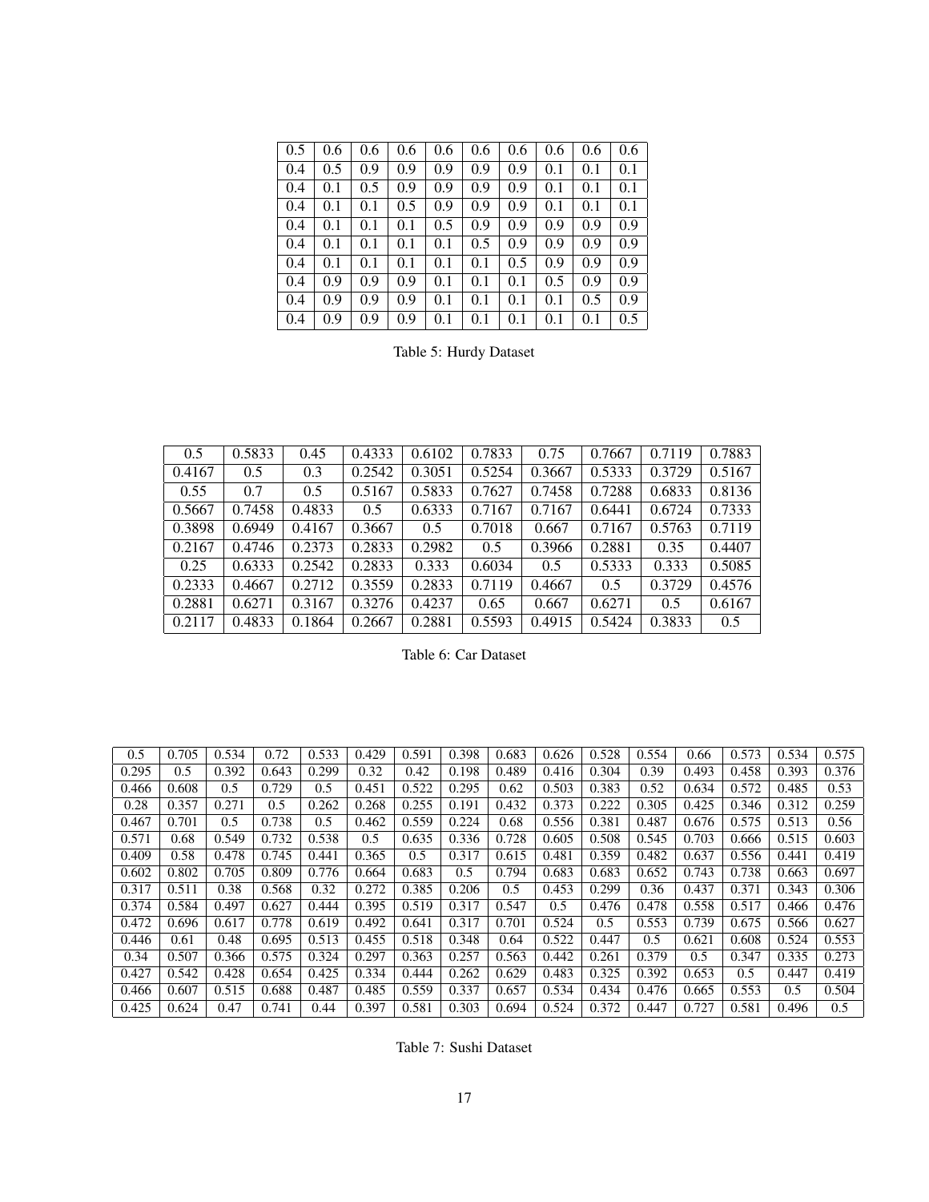| | | | | | | | | | |
|---|---|---|---|---|---|---|---|---|---|
| 0.5 | 0.6 | 0.6 | 0.6 | 0.6 | 0.6 | 0.6 | 0.6 | 0.6 | 0.6 |
| 0.4 | 0.5 | 0.9 | 0.9 | 0.9 | 0.9 | 0.9 | 0.1 | 0.1 | 0.1 |
| 0.4 | 0.1 | 0.5 | 0.9 | 0.9 | 0.9 | 0.9 | 0.1 | 0.1 | 0.1 |
| 0.4 | 0.1 | 0.1 | 0.5 | 0.9 | 0.9 | 0.9 | 0.1 | 0.1 | 0.1 |
| 0.4 | 0.1 | 0.1 | 0.1 | 0.5 | 0.9 | 0.9 | 0.9 | 0.9 | 0.9 |
| 0.4 | 0.1 | 0.1 | 0.1 | 0.1 | 0.5 | 0.9 | 0.9 | 0.9 | 0.9 |
| 0.4 | 0.1 | 0.1 | 0.1 | 0.1 | 0.1 | 0.5 | 0.9 | 0.9 | 0.9 |
| 0.4 | 0.9 | 0.9 | 0.9 | 0.1 | 0.1 | 0.1 | 0.5 | 0.9 | 0.9 |
| 0.4 | 0.9 | 0.9 | 0.9 | 0.1 | 0.1 | 0.1 | 0.1 | 0.5 | 0.9 |
| 0.4 | 0.9 | 0.9 | 0.9 | 0.1 | 0.1 | 0.1 | 0.1 | 0.1 | 0.5 |

Table 5: Hurdy Dataset

| | | | | | | | | | |
|---|---|---|---|---|---|---|---|---|---|
| 0.5 | 0.5833 | 0.45 | 0.4333 | 0.6102 | 0.7833 | 0.75 | 0.7667 | 0.7119 | 0.7883 |
| 0.4167 | 0.5 | 0.3 | 0.2542 | 0.3051 | 0.5254 | 0.3667 | 0.5333 | 0.3729 | 0.5167 |
| 0.55 | 0.7 | 0.5 | 0.5167 | 0.5833 | 0.7627 | 0.7458 | 0.7288 | 0.6833 | 0.8136 |
| 0.5667 | 0.7458 | 0.4833 | 0.5 | 0.6333 | 0.7167 | 0.7167 | 0.6441 | 0.6724 | 0.7333 |
| 0.3898 | 0.6949 | 0.4167 | 0.3667 | 0.5 | 0.7018 | 0.667 | 0.7167 | 0.5763 | 0.7119 |
| 0.2167 | 0.4746 | 0.2373 | 0.2833 | 0.2982 | 0.5 | 0.3966 | 0.2881 | 0.35 | 0.4407 |
| 0.25 | 0.6333 | 0.2542 | 0.2833 | 0.333 | 0.6034 | 0.5 | 0.5333 | 0.333 | 0.5085 |
| 0.2333 | 0.4667 | 0.2712 | 0.3559 | 0.2833 | 0.7119 | 0.4667 | 0.5 | 0.3729 | 0.4576 |
| 0.2881 | 0.6271 | 0.3167 | 0.3276 | 0.4237 | 0.65 | 0.667 | 0.6271 | 0.5 | 0.6167 |
| 0.2117 | 0.4833 | 0.1864 | 0.2667 | 0.2881 | 0.5593 | 0.4915 | 0.5424 | 0.3833 | 0.5 |

Table 6: Car Dataset

| | | | | | | | | | | | | | | | |
|---|---|---|---|---|---|---|---|---|---|---|---|---|---|---|---|
| 0.5 | 0.705 | 0.534 | 0.72 | 0.533 | 0.429 | 0.591 | 0.398 | 0.683 | 0.626 | 0.528 | 0.554 | 0.66 | 0.573 | 0.534 | 0.575 |
| 0.295 | 0.5 | 0.392 | 0.643 | 0.299 | 0.32 | 0.42 | 0.198 | 0.489 | 0.416 | 0.304 | 0.39 | 0.493 | 0.458 | 0.393 | 0.376 |
| 0.466 | 0.608 | 0.5 | 0.729 | 0.5 | 0.451 | 0.522 | 0.295 | 0.62 | 0.503 | 0.383 | 0.52 | 0.634 | 0.572 | 0.485 | 0.53 |
| 0.28 | 0.357 | 0.271 | 0.5 | 0.262 | 0.268 | 0.255 | 0.191 | 0.432 | 0.373 | 0.222 | 0.305 | 0.425 | 0.346 | 0.312 | 0.259 |
| 0.467 | 0.701 | 0.5 | 0.738 | 0.5 | 0.462 | 0.559 | 0.224 | 0.68 | 0.556 | 0.381 | 0.487 | 0.676 | 0.575 | 0.513 | 0.56 |
| 0.571 | 0.68 | 0.549 | 0.732 | 0.538 | 0.5 | 0.635 | 0.336 | 0.728 | 0.605 | 0.508 | 0.545 | 0.703 | 0.666 | 0.515 | 0.603 |
| 0.409 | 0.58 | 0.478 | 0.745 | 0.441 | 0.365 | 0.5 | 0.317 | 0.615 | 0.481 | 0.359 | 0.482 | 0.637 | 0.556 | 0.441 | 0.419 |
| 0.602 | 0.802 | 0.705 | 0.809 | 0.776 | 0.664 | 0.683 | 0.5 | 0.794 | 0.683 | 0.683 | 0.652 | 0.743 | 0.738 | 0.663 | 0.697 |
| 0.317 | 0.511 | 0.38 | 0.568 | 0.32 | 0.272 | 0.385 | 0.206 | 0.5 | 0.453 | 0.299 | 0.36 | 0.437 | 0.371 | 0.343 | 0.306 |
| 0.374 | 0.584 | 0.497 | 0.627 | 0.444 | 0.395 | 0.519 | 0.317 | 0.547 | 0.5 | 0.476 | 0.478 | 0.558 | 0.517 | 0.466 | 0.476 |
| 0.472 | 0.696 | 0.617 | 0.778 | 0.619 | 0.492 | 0.641 | 0.317 | 0.701 | 0.524 | 0.5 | 0.553 | 0.739 | 0.675 | 0.566 | 0.627 |
| 0.446 | 0.61 | 0.48 | 0.695 | 0.513 | 0.455 | 0.518 | 0.348 | 0.64 | 0.522 | 0.447 | 0.5 | 0.621 | 0.608 | 0.524 | 0.553 |
| 0.34 | 0.507 | 0.366 | 0.575 | 0.324 | 0.297 | 0.363 | 0.257 | 0.563 | 0.442 | 0.261 | 0.379 | 0.5 | 0.347 | 0.335 | 0.273 |
| 0.427 | 0.542 | 0.428 | 0.654 | 0.425 | 0.334 | 0.444 | 0.262 | 0.629 | 0.483 | 0.325 | 0.392 | 0.653 | 0.5 | 0.447 | 0.419 |
| 0.466 | 0.607 | 0.515 | 0.688 | 0.487 | 0.485 | 0.559 | 0.337 | 0.657 | 0.534 | 0.434 | 0.476 | 0.665 | 0.553 | 0.5 | 0.504 |
| 0.425 | 0.624 | 0.47 | 0.741 | 0.44 | 0.397 | 0.581 | 0.303 | 0.694 | 0.524 | 0.372 | 0.447 | 0.727 | 0.581 | 0.496 | 0.5 |

Table 7: Sushi Dataset